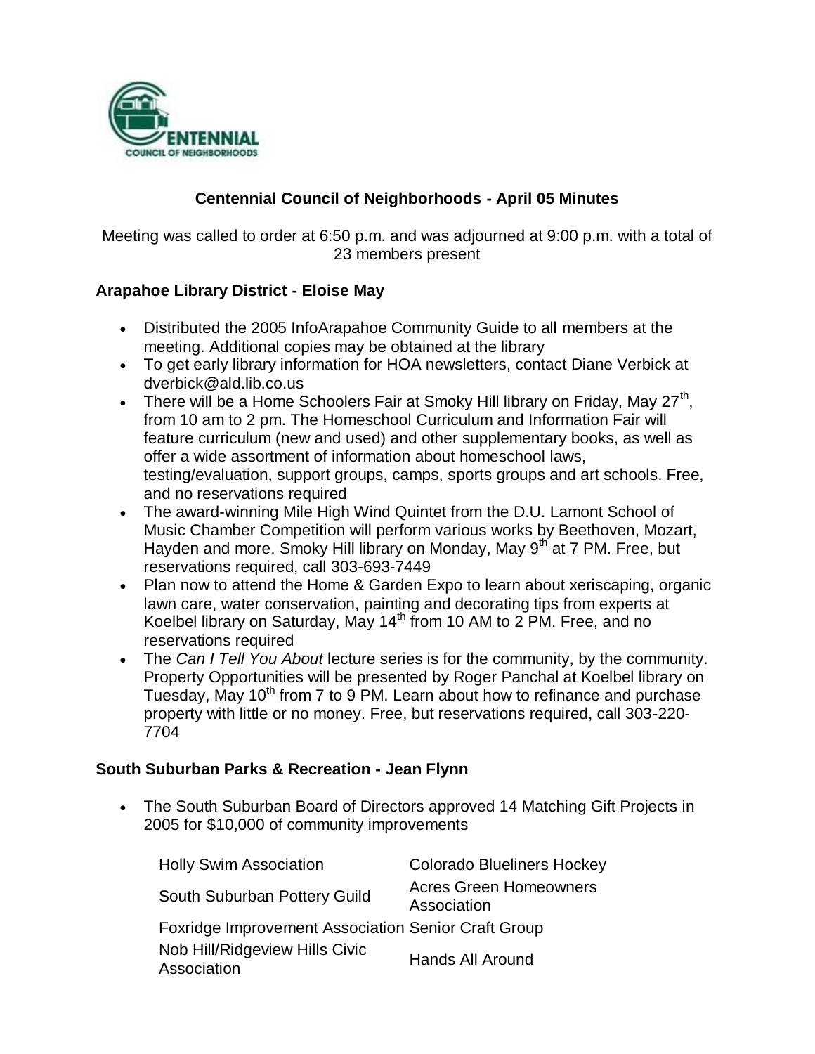# Centennial Council of Neighborhoods - April 05 Minutes

Meeting was called to order at 6:50 p.m. and was adjourned at 9:00 p.m. with a total of 23 members present

## Arapahoe Library District - Eloise May

- Distributed the 2005 InfoArapahoe Community Guide to all members at the meeting. Additional copies may be obtained at the library
- To get early library information for HOA newsletters, contact Diane Verbick at dverbick@ald.lib.co.us
- There will be a Home Schoolers Fair at Smoky Hill library on Friday, May 27th, from 10 am to 2 pm. The Homeschool Curriculum and Information Fair will feature curriculum (new and used) and other supplementary books, as well as offer a wide assortment of information about homeschool laws, testing/evaluation, support groups, camps, sports groups and art schools. Free, and no reservations required
- The award-winning Mile High Wind Quintet from the D.U. Lamont School of Music Chamber Competition will perform various works by Beethoven, Mozart, Hayden and more. Smoky Hill library on Monday, May 9th at 7 PM. Free, but reservations required, call 303-693-7449
- Plan now to attend the Home & Garden Expo to learn about xeriscaping, organic lawn care, water conservation, painting and decorating tips from experts at Koelbel library on Saturday, May 14th from 10 AM to 2 PM. Free, and no reservations required
- The *Can I Tell You About* lecture series is for the community, by the community. Property Opportunities will be presented by Roger Panchal at Koelbel library on Tuesday, May 10th from 7 to 9 PM. Learn about how to refinance and purchase property with little or no money. Free, but reservations required, call 303-220-7704

## South Suburban Parks & Recreation - Jean Flynn

- The South Suburban Board of Directors approved 14 Matching Gift Projects in 2005 for $10,000 of community improvements

| | |
|---|---|
| Holly Swim Association | Colorado Blueliners Hockey |
| South Suburban Pottery Guild | Acres Green Homeowners Association |
| Foxridge Improvement Association | Senior Craft Group |
| Nob Hill/Ridgeview Hills Civic Association | Hands All Around |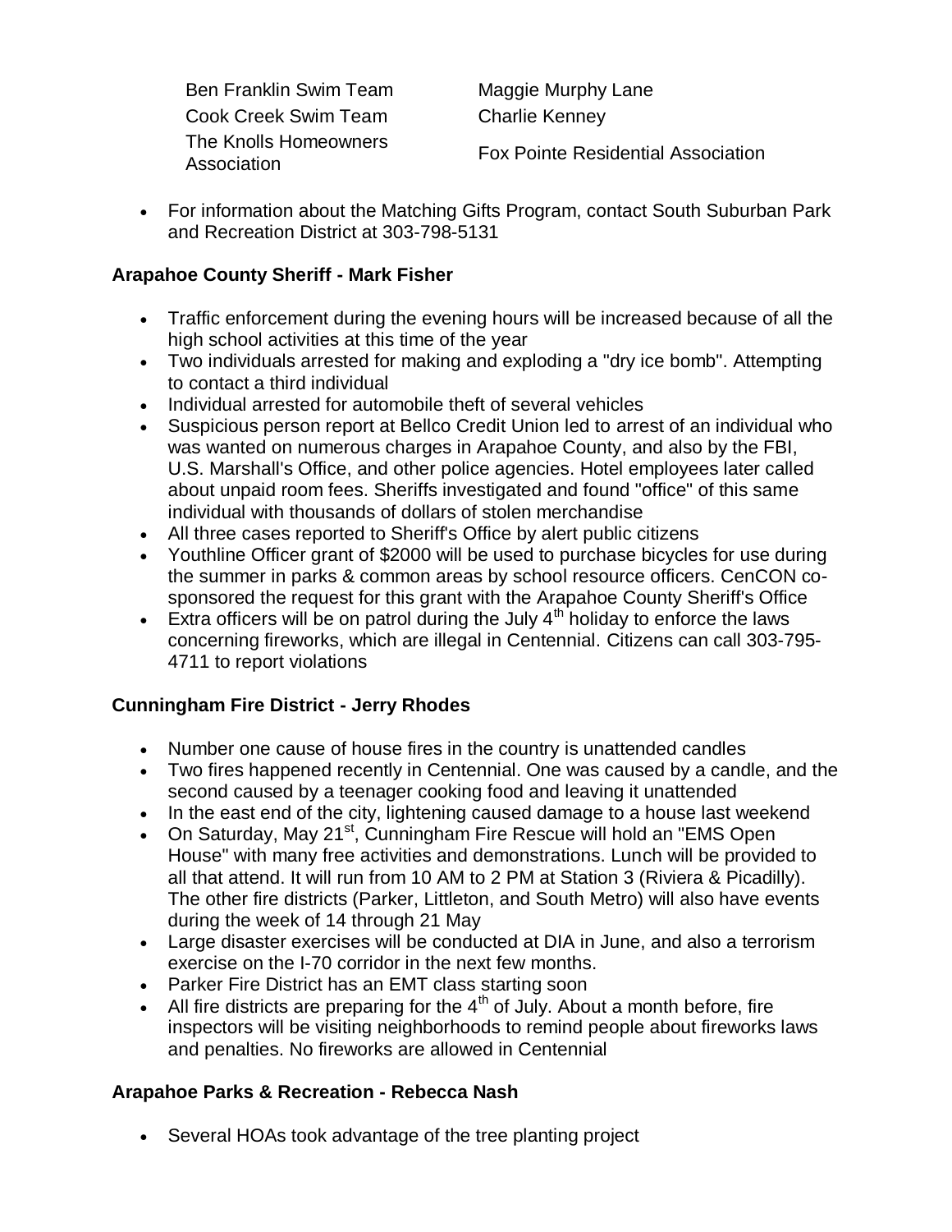| | |
|---|---|
| Ben Franklin Swim Team | Maggie Murphy Lane |
| Cook Creek Swim Team | Charlie Kenney |
| The Knolls Homeowners Association | Fox Pointe Residential Association |

- For information about the Matching Gifts Program, contact South Suburban Park and Recreation District at 303-798-5131

**Arapahoe County Sheriff - Mark Fisher**

- Traffic enforcement during the evening hours will be increased because of all the high school activities at this time of the year
- Two individuals arrested for making and exploding a "dry ice bomb". Attempting to contact a third individual
- Individual arrested for automobile theft of several vehicles
- Suspicious person report at Bellco Credit Union led to arrest of an individual who was wanted on numerous charges in Arapahoe County, and also by the FBI, U.S. Marshall's Office, and other police agencies. Hotel employees later called about unpaid room fees. Sheriffs investigated and found "office" of this same individual with thousands of dollars of stolen merchandise
- All three cases reported to Sheriff's Office by alert public citizens
- Youthline Officer grant of $2000 will be used to purchase bicycles for use during the summer in parks & common areas by school resource officers. CenCON co-sponsored the request for this grant with the Arapahoe County Sheriff's Office
- Extra officers will be on patrol during the July 4th holiday to enforce the laws concerning fireworks, which are illegal in Centennial. Citizens can call 303-795-4711 to report violations

**Cunningham Fire District - Jerry Rhodes**

- Number one cause of house fires in the country is unattended candles
- Two fires happened recently in Centennial. One was caused by a candle, and the second caused by a teenager cooking food and leaving it unattended
- In the east end of the city, lightening caused damage to a house last weekend
- On Saturday, May 21st, Cunningham Fire Rescue will hold an "EMS Open House" with many free activities and demonstrations. Lunch will be provided to all that attend. It will run from 10 AM to 2 PM at Station 3 (Riviera & Picadilly). The other fire districts (Parker, Littleton, and South Metro) will also have events during the week of 14 through 21 May
- Large disaster exercises will be conducted at DIA in June, and also a terrorism exercise on the I-70 corridor in the next few months.
- Parker Fire District has an EMT class starting soon
- All fire districts are preparing for the 4th of July. About a month before, fire inspectors will be visiting neighborhoods to remind people about fireworks laws and penalties. No fireworks are allowed in Centennial

**Arapahoe Parks & Recreation - Rebecca Nash**

- Several HOAs took advantage of the tree planting project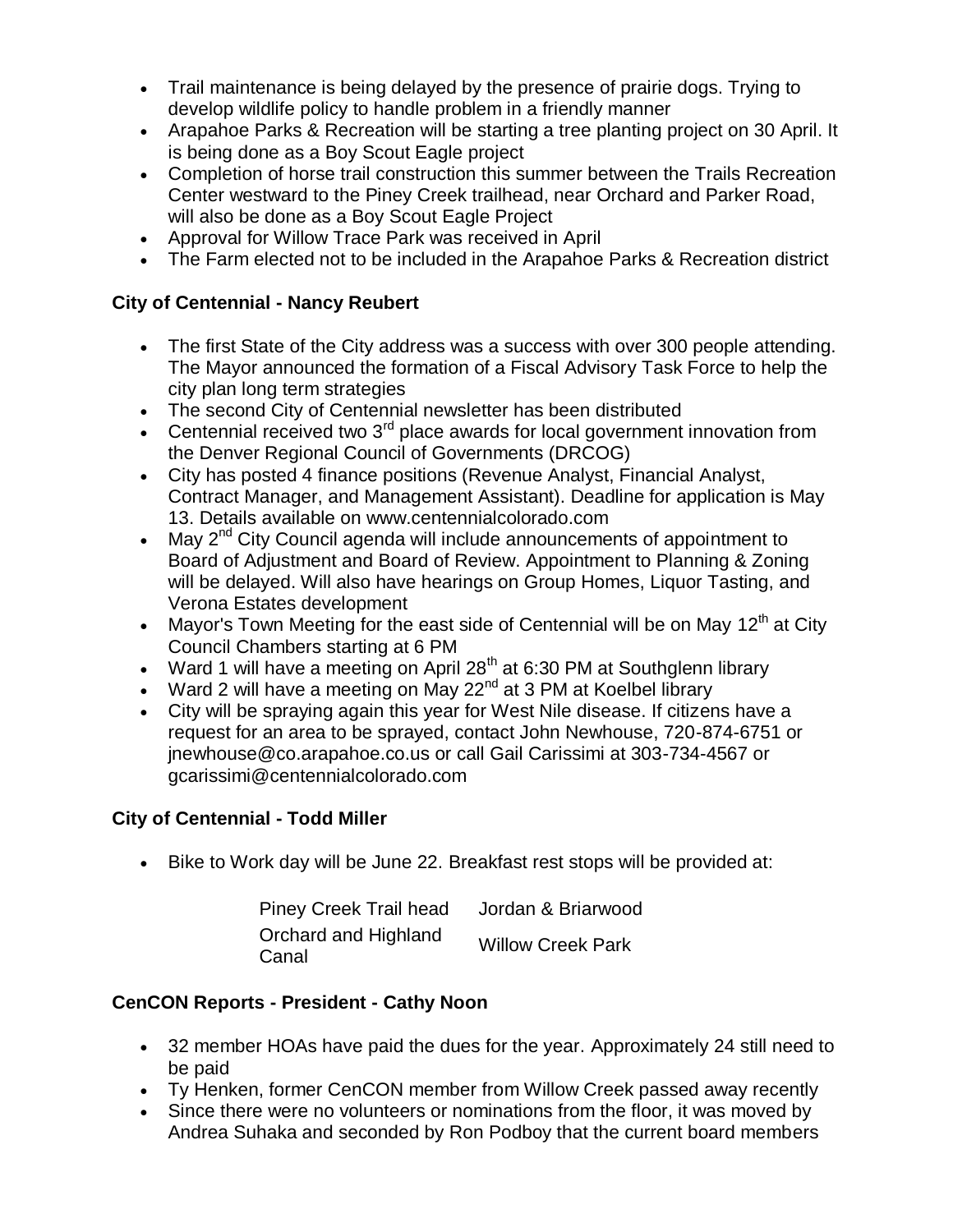- Trail maintenance is being delayed by the presence of prairie dogs. Trying to develop wildlife policy to handle problem in a friendly manner
- Arapahoe Parks & Recreation will be starting a tree planting project on 30 April. It is being done as a Boy Scout Eagle project
- Completion of horse trail construction this summer between the Trails Recreation Center westward to the Piney Creek trailhead, near Orchard and Parker Road, will also be done as a Boy Scout Eagle Project
- Approval for Willow Trace Park was received in April
- The Farm elected not to be included in the Arapahoe Parks & Recreation district

**City of Centennial - Nancy Reubert**

- The first State of the City address was a success with over 300 people attending. The Mayor announced the formation of a Fiscal Advisory Task Force to help the city plan long term strategies
- The second City of Centennial newsletter has been distributed
- Centennial received two 3rd place awards for local government innovation from the Denver Regional Council of Governments (DRCOG)
- City has posted 4 finance positions (Revenue Analyst, Financial Analyst, Contract Manager, and Management Assistant). Deadline for application is May 13. Details available on www.centennialcolorado.com
- May 2nd City Council agenda will include announcements of appointment to Board of Adjustment and Board of Review. Appointment to Planning & Zoning will be delayed. Will also have hearings on Group Homes, Liquor Tasting, and Verona Estates development
- Mayor's Town Meeting for the east side of Centennial will be on May 12th at City Council Chambers starting at 6 PM
- Ward 1 will have a meeting on April 28th at 6:30 PM at Southglenn library
- Ward 2 will have a meeting on May 22nd at 3 PM at Koelbel library
- City will be spraying again this year for West Nile disease. If citizens have a request for an area to be sprayed, contact John Newhouse, 720-874-6751 or jnewhouse@co.arapahoe.co.us or call Gail Carissimi at 303-734-4567 or gcarissimi@centennialcolorado.com

**City of Centennial - Todd Miller**

- Bike to Work day will be June 22. Breakfast rest stops will be provided at:

| | |
|---|---|
| Piney Creek Trail head | Jordan & Briarwood |
| Orchard and Highland Canal | Willow Creek Park |

**CenCON Reports - President - Cathy Noon**

- 32 member HOAs have paid the dues for the year. Approximately 24 still need to be paid
- Ty Henken, former CenCON member from Willow Creek passed away recently
- Since there were no volunteers or nominations from the floor, it was moved by Andrea Suhaka and seconded by Ron Podboy that the current board members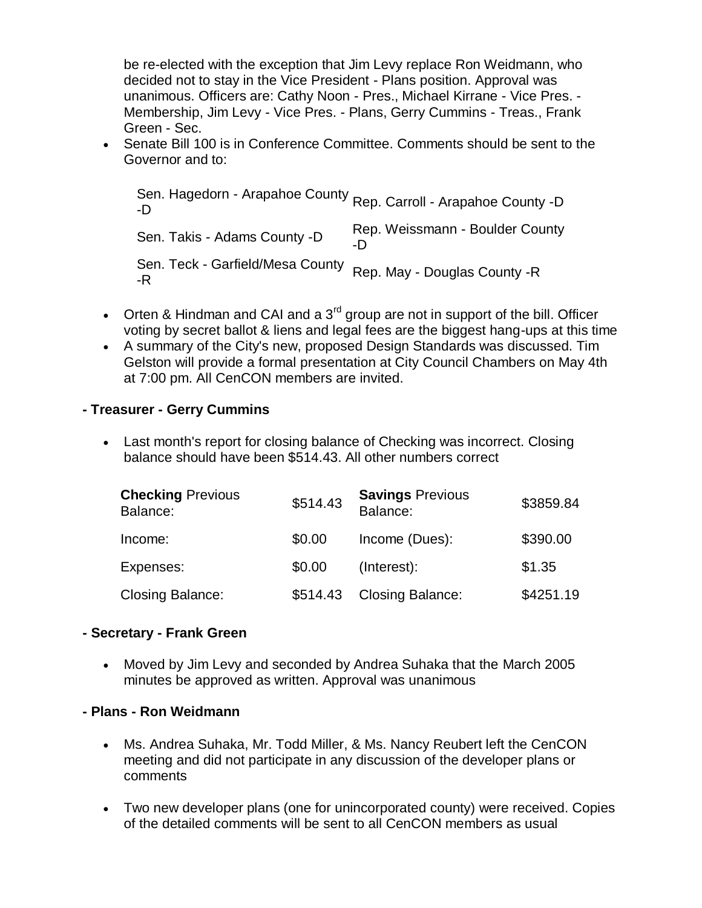be re-elected with the exception that Jim Levy replace Ron Weidmann, who decided not to stay in the Vice President - Plans position. Approval was unanimous. Officers are: Cathy Noon - Pres., Michael Kirrane - Vice Pres. - Membership, Jim Levy - Vice Pres. - Plans, Gerry Cummins - Treas., Frank Green - Sec.

- Senate Bill 100 is in Conference Committee. Comments should be sent to the Governor and to:

| | |
|---|---|
| Sen. Hagedorn - Arapahoe County -D | Rep. Carroll - Arapahoe County -D |
| Sen. Takis - Adams County -D | Rep. Weissmann - Boulder County -D |
| Sen. Teck - Garfield/Mesa County -R | Rep. May - Douglas County -R |

- Orten & Hindman and CAI and a 3rd group are not in support of the bill. Officer voting by secret ballot & liens and legal fees are the biggest hang-ups at this time
- A summary of the City's new, proposed Design Standards was discussed. Tim Gelston will provide a formal presentation at City Council Chambers on May 4th at 7:00 pm. All CenCON members are invited.

**- Treasurer - Gerry Cummins**

- Last month's report for closing balance of Checking was incorrect. Closing balance should have been $514.43. All other numbers correct

| | | | |
|---|---|---|---|
| **Checking** Previous Balance: | $514.43 | **Savings** Previous Balance: | $3859.84 |
| Income: | $0.00 | Income (Dues): | $390.00 |
| Expenses: | $0.00 | (Interest): | $1.35 |
| Closing Balance: | $514.43 | Closing Balance: | $4251.19 |

**- Secretary - Frank Green**

- Moved by Jim Levy and seconded by Andrea Suhaka that the March 2005 minutes be approved as written. Approval was unanimous

**- Plans - Ron Weidmann**

- Ms. Andrea Suhaka, Mr. Todd Miller, & Ms. Nancy Reubert left the CenCON meeting and did not participate in any discussion of the developer plans or comments
- Two new developer plans (one for unincorporated county) were received. Copies of the detailed comments will be sent to all CenCON members as usual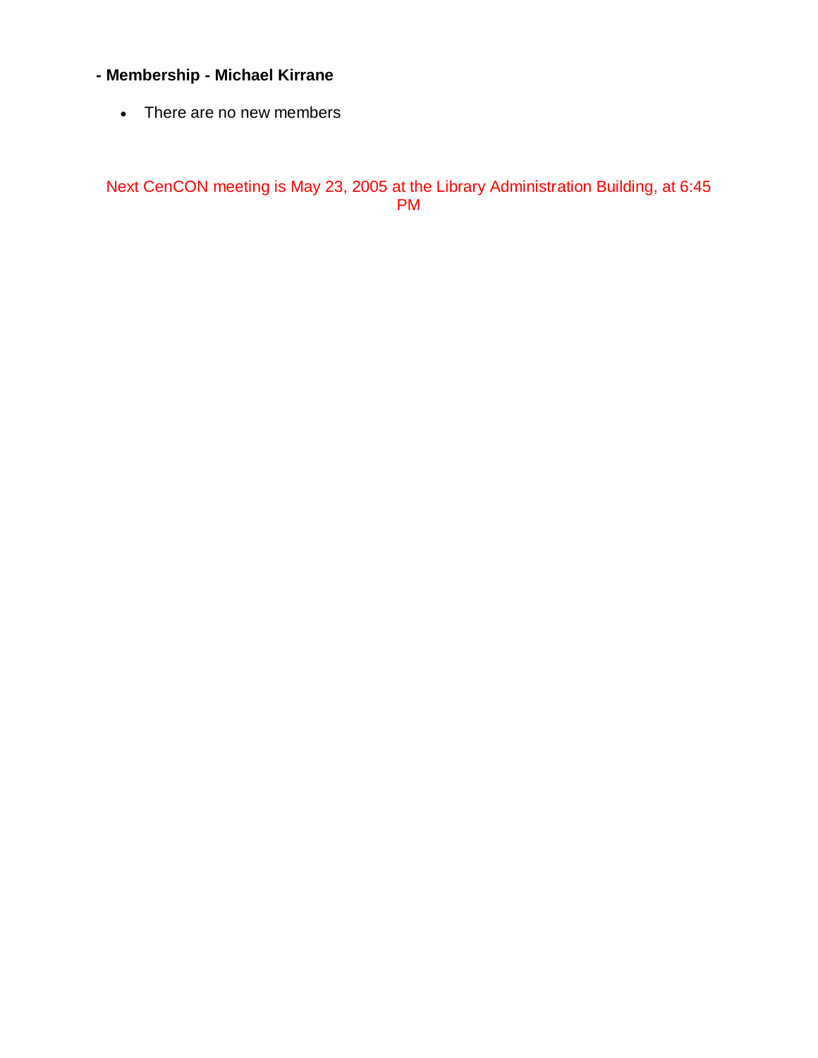**- Membership - Michael Kirrane**

- There are no new members

Next CenCON meeting is May 23, 2005 at the Library Administration Building, at 6:45 PM